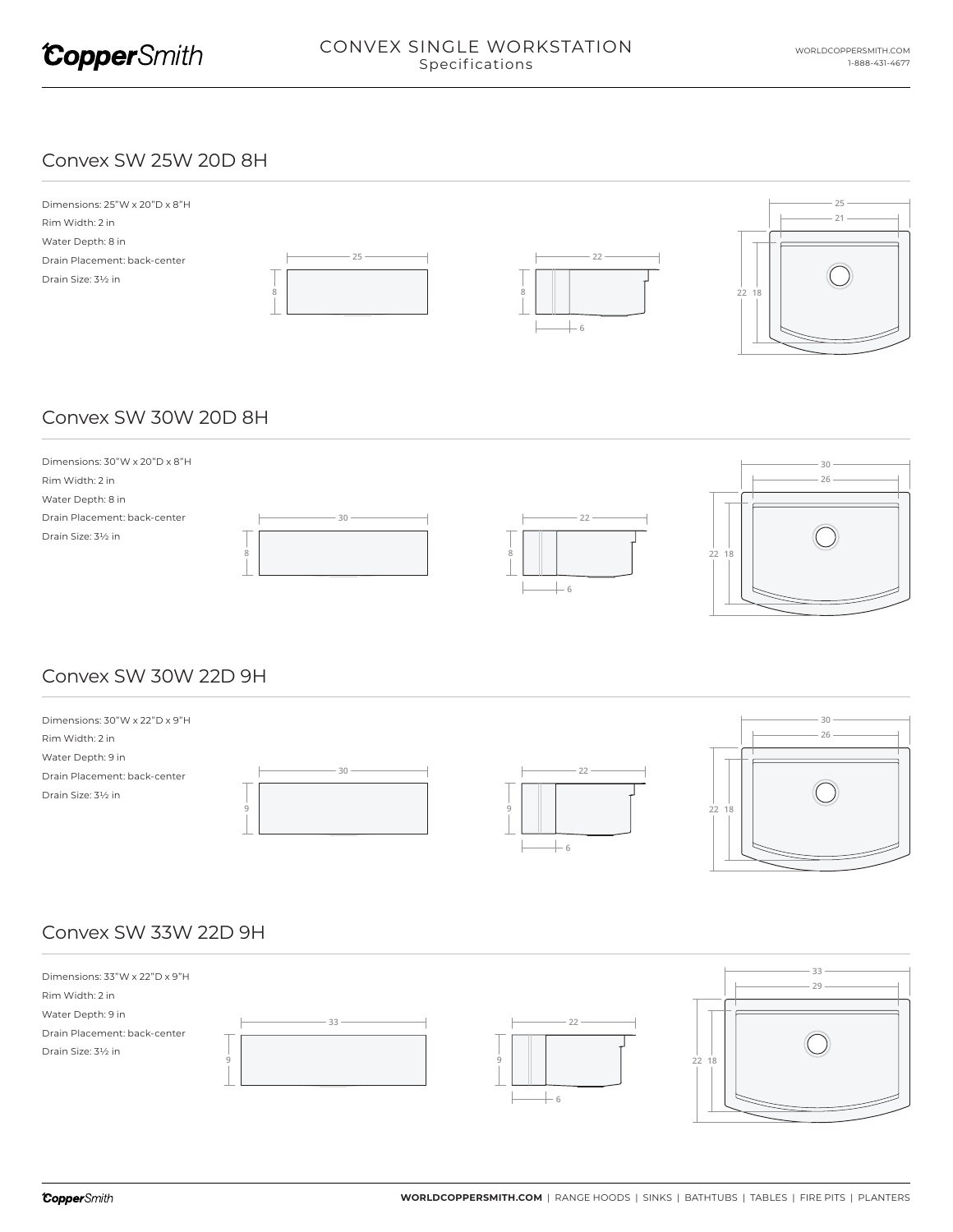# CONVEX SINGLE WORKSTATION
Specifications

## Convex SW 25W 20D 8H

Dimensions: 25"W x 20"D x 8"H
Rim Width: 2 in
Water Depth: 8 in
Drain Placement: back-center
Drain Size: 3½ in

## Convex SW 30W 20D 8H

Dimensions: 30"W x 20"D x 8"H
Rim Width: 2 in
Water Depth: 8 in
Drain Placement: back-center
Drain Size: 3½ in

## Convex SW 30W 22D 9H

Dimensions: 30"W x 22"D x 9"H
Rim Width: 2 in
Water Depth: 9 in
Drain Placement: back-center
Drain Size: 3½ in

## Convex SW 33W 22D 9H

Dimensions: 33"W x 22"D x 9"H
Rim Width: 2 in
Water Depth: 9 in
Drain Placement: back-center
Drain Size: 3½ in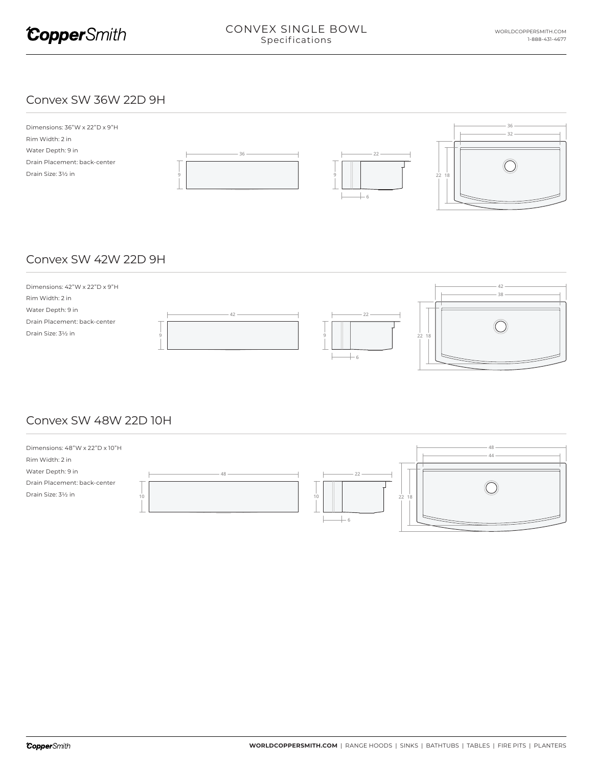# CONVEX SINGLE BOWL
Specifications

## Convex SW 36W 22D 9H

Dimensions: 36"W x 22"D x 9"H
Rim Width: 2 in
Water Depth: 9 in
Drain Placement: back-center
Drain Size: 3½ in

36
9
22
9
6
36
32
22
18

## Convex SW 42W 22D 9H

Dimensions: 42"W x 22"D x 9"H
Rim Width: 2 in
Water Depth: 9 in
Drain Placement: back-center
Drain Size: 3½ in

42
9
22
9
6
42
38
22
18

## Convex SW 48W 22D 10H

Dimensions: 48"W x 22"D x 10"H
Rim Width: 2 in
Water Depth: 9 in
Drain Placement: back-center
Drain Size: 3½ in

48
10
22
10
6
48
44
22
18